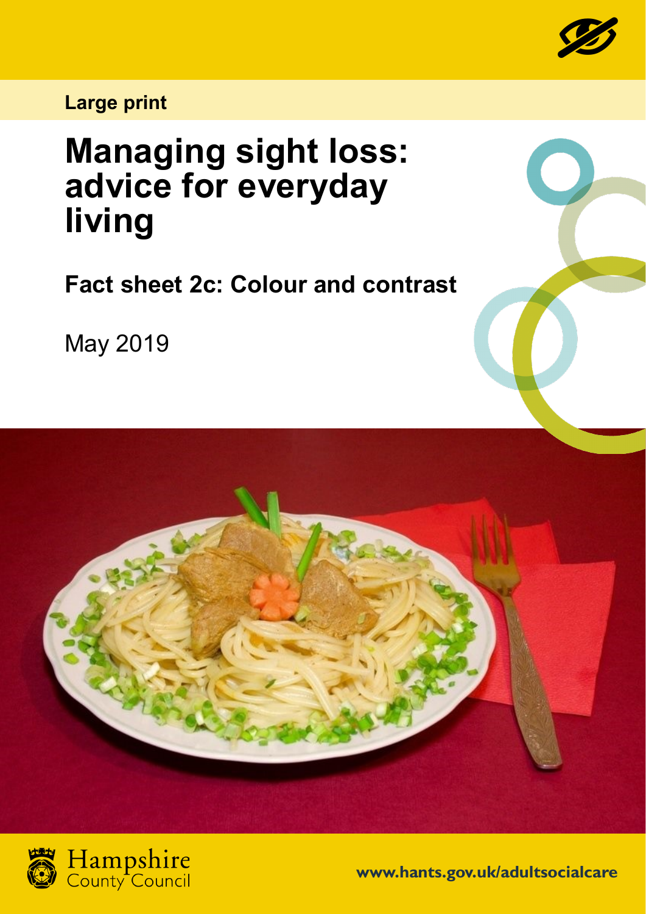Large print

# Managing sight loss: advice for everyday living

## Fact sheet 2c: Colour and contrast

May 2019

Hampshire County Council

www.hants.gov.uk/adultsocialcare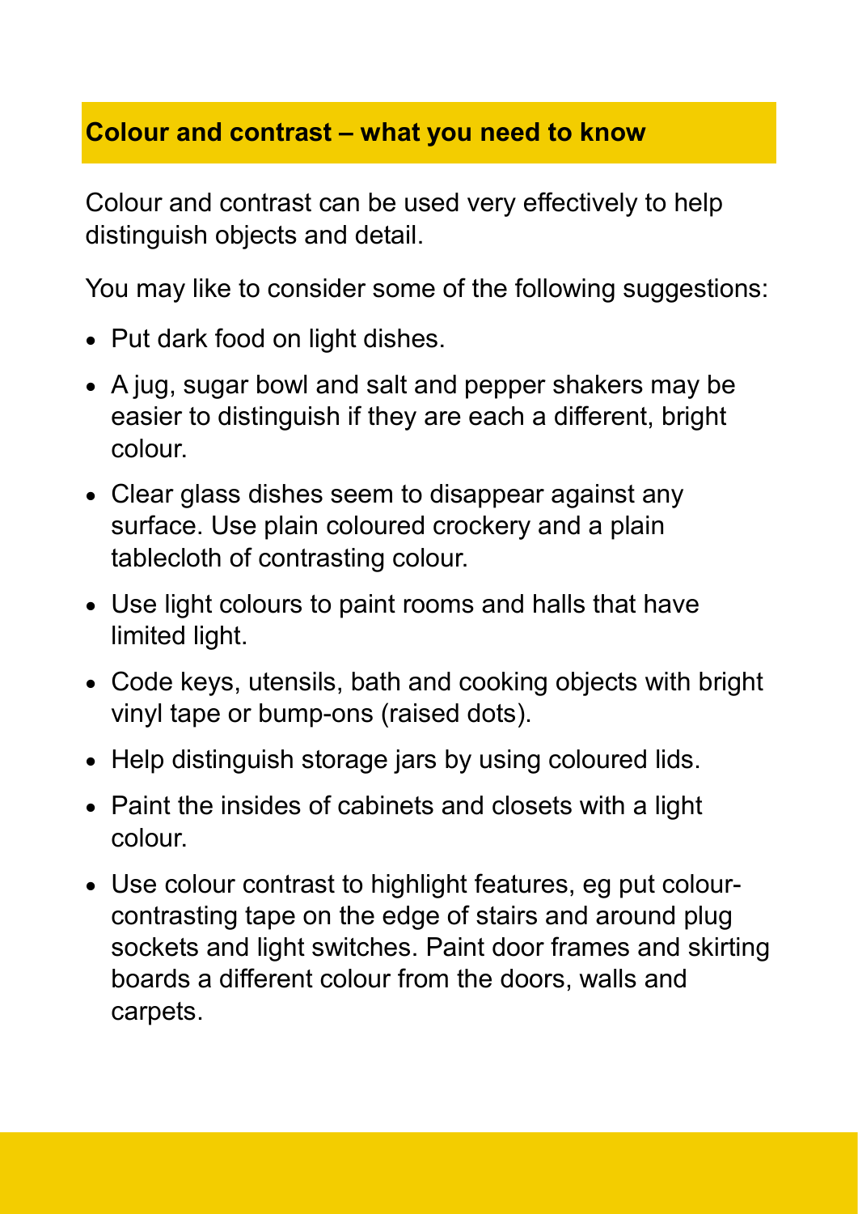## Colour and contrast – what you need to know

Colour and contrast can be used very effectively to help distinguish objects and detail.

You may like to consider some of the following suggestions:

- Put dark food on light dishes.
- A jug, sugar bowl and salt and pepper shakers may be easier to distinguish if they are each a different, bright colour.
- Clear glass dishes seem to disappear against any surface. Use plain coloured crockery and a plain tablecloth of contrasting colour.
- Use light colours to paint rooms and halls that have limited light.
- Code keys, utensils, bath and cooking objects with bright vinyl tape or bump-ons (raised dots).
- Help distinguish storage jars by using coloured lids.
- Paint the insides of cabinets and closets with a light colour.
- Use colour contrast to highlight features, eg put colour-contrasting tape on the edge of stairs and around plug sockets and light switches. Paint door frames and skirting boards a different colour from the doors, walls and carpets.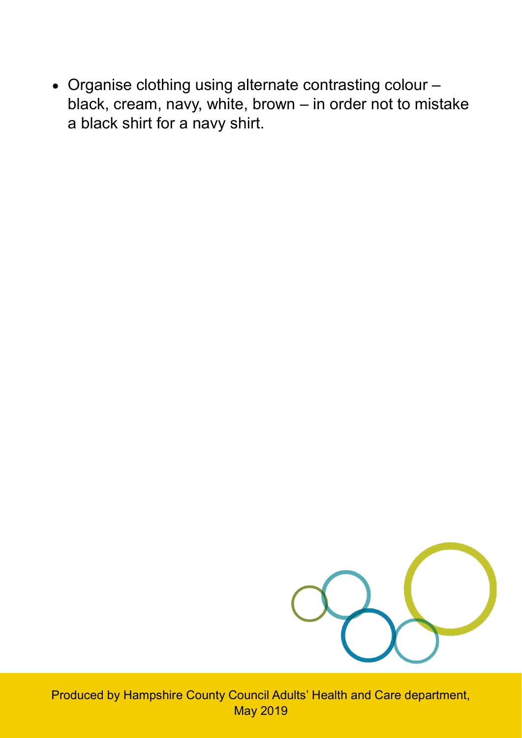- Organise clothing using alternate contrasting colour – black, cream, navy, white, brown – in order not to mistake a black shirt for a navy shirt.

Produced by Hampshire County Council Adults' Health and Care department, May 2019